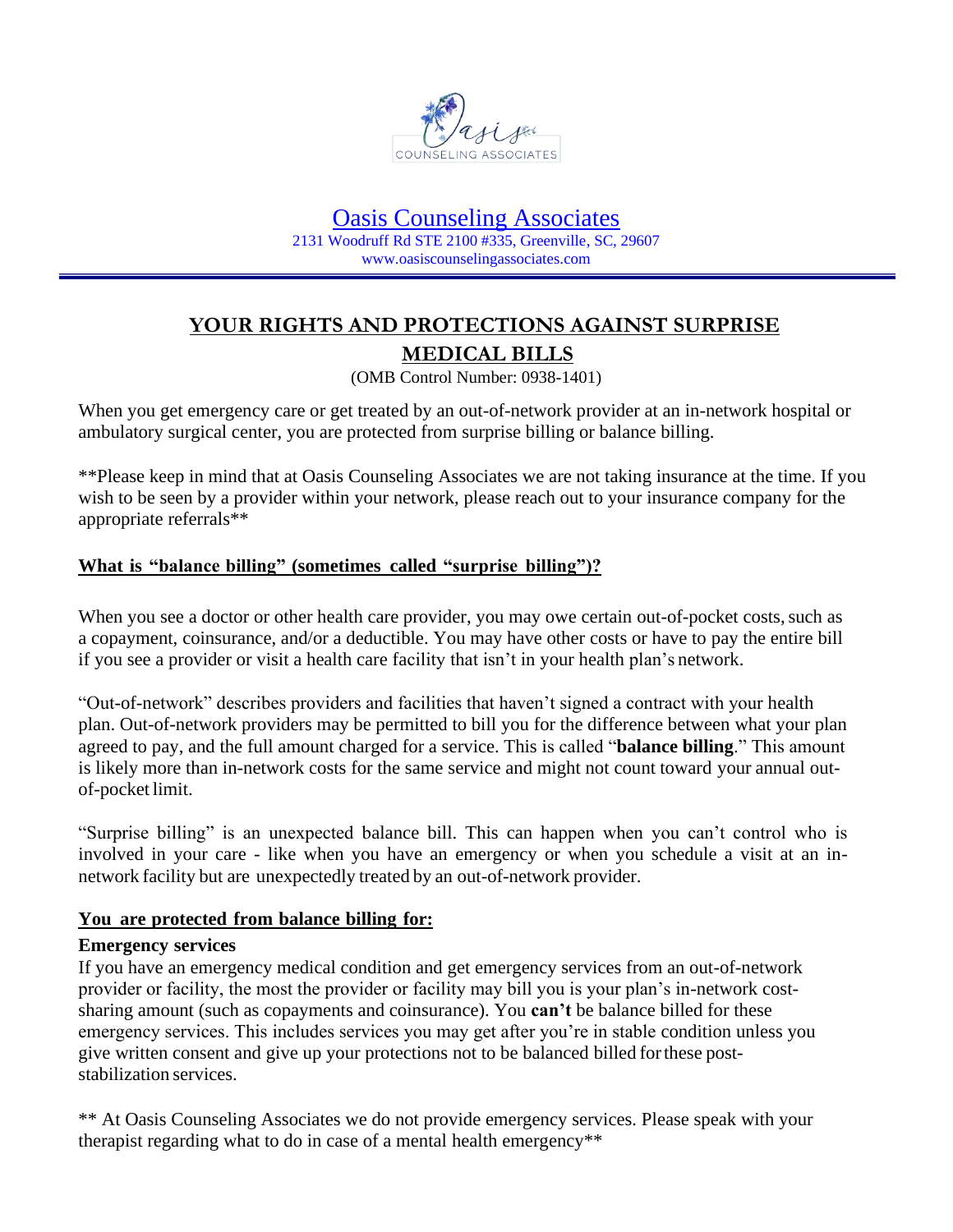# Oasis Counseling Associates

2131 Woodruff Rd STE 2100 #335, Greenville, SC, 29607
www.oasiscounselingassociates.com

## YOUR RIGHTS AND PROTECTIONS AGAINST SURPRISE MEDICAL BILLS

(OMB Control Number: 0938-1401)

When you get emergency care or get treated by an out-of-network provider at an in-network hospital or ambulatory surgical center, you are protected from surprise billing or balance billing.

**Please keep in mind that at Oasis Counseling Associates we are not taking insurance at the time. If you wish to be seen by a provider within your network, please reach out to your insurance company for the appropriate referrals**

### What is "balance billing" (sometimes called "surprise billing")?

When you see a doctor or other health care provider, you may owe certain out-of-pocket costs, such as a copayment, coinsurance, and/or a deductible. You may have other costs or have to pay the entire bill if you see a provider or visit a health care facility that isn't in your health plan's network.

"Out-of-network" describes providers and facilities that haven't signed a contract with your health plan. Out-of-network providers may be permitted to bill you for the difference between what your plan agreed to pay, and the full amount charged for a service. This is called "**balance billing**." This amount is likely more than in-network costs for the same service and might not count toward your annual out-of-pocket limit.

"Surprise billing" is an unexpected balance bill. This can happen when you can't control who is involved in your care - like when you have an emergency or when you schedule a visit at an in-network facility but are unexpectedly treated by an out-of-network provider.

### You are protected from balance billing for:

**Emergency services**

If you have an emergency medical condition and get emergency services from an out-of-network provider or facility, the most the provider or facility may bill you is your plan's in-network cost-sharing amount (such as copayments and coinsurance). You **can't** be balance billed for these emergency services. This includes services you may get after you're in stable condition unless you give written consent and give up your protections not to be balanced billed for these post-stabilization services.

** At Oasis Counseling Associates we do not provide emergency services. Please speak with your therapist regarding what to do in case of a mental health emergency**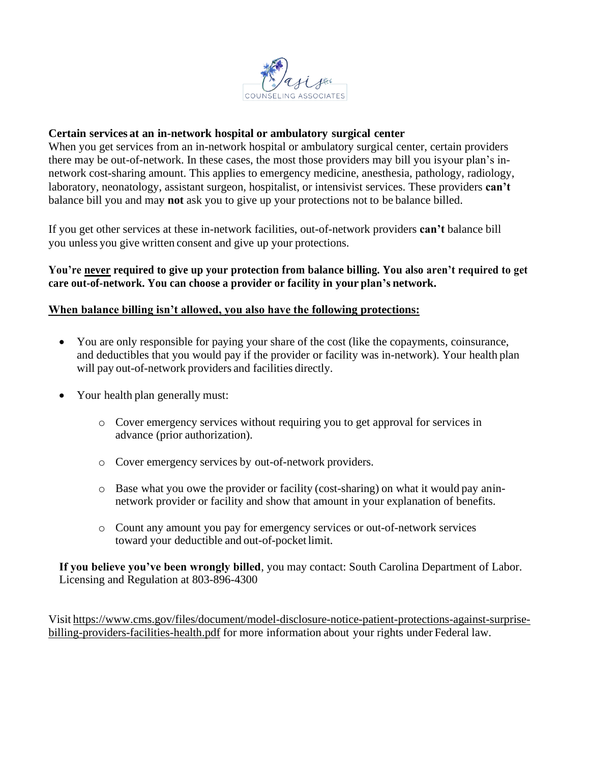**Certain services at an in-network hospital or ambulatory surgical center**

When you get services from an in-network hospital or ambulatory surgical center, certain providers there may be out-of-network. In these cases, the most those providers may bill you isyour plan's in-network cost-sharing amount. This applies to emergency medicine, anesthesia, pathology, radiology, laboratory, neonatology, assistant surgeon, hospitalist, or intensivist services. These providers **can't** balance bill you and may **not** ask you to give up your protections not to be balance billed.

If you get other services at these in-network facilities, out-of-network providers **can't** balance bill you unless you give written consent and give up your protections.

**You're <u>never</u> required to give up your protection from balance billing. You also aren't required to get care out-of-network. You can choose a provider or facility in your plan's network.**

**<u>When balance billing isn't allowed, you also have the following protections:</u>**

- You are only responsible for paying your share of the cost (like the copayments, coinsurance, and deductibles that you would pay if the provider or facility was in-network). Your health plan will pay out-of-network providers and facilities directly.
- Your health plan generally must:
  - Cover emergency services without requiring you to get approval for services in advance (prior authorization).
  - Cover emergency services by out-of-network providers.
  - Base what you owe the provider or facility (cost-sharing) on what it would pay anin-network provider or facility and show that amount in your explanation of benefits.
  - Count any amount you pay for emergency services or out-of-network services toward your deductible and out-of-pocket limit.

**If you believe you've been wrongly billed**, you may contact: South Carolina Department of Labor. Licensing and Regulation at 803-896-4300

Visit https://www.cms.gov/files/document/model-disclosure-notice-patient-protections-against-surprise-billing-providers-facilities-health.pdf for more information about your rights under Federal law.